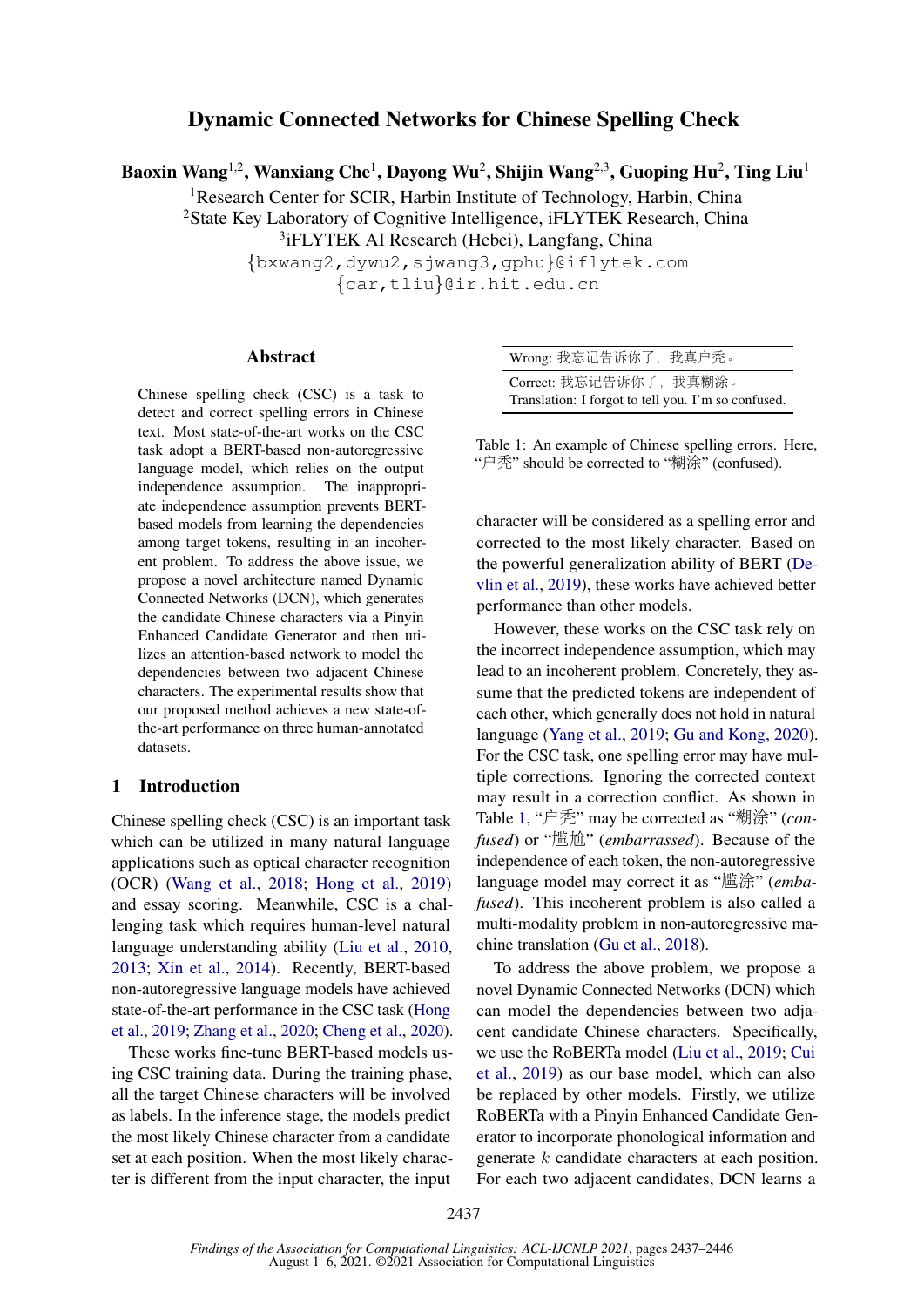# Dynamic Connected Networks for Chinese Spelling Check

**Baoxin Wang**[1,2], **Wanxiang Che**[1], **Dayong Wu**[2], **Shijin Wang**[2,3], **Guoping Hu**[2], **Ting Liu**[1]

[1]Research Center for SCIR, Harbin Institute of Technology, Harbin, China
[2]State Key Laboratory of Cognitive Intelligence, iFLYTEK Research, China
[3]iFLYTEK AI Research (Hebei), Langfang, China
{bxwang2,dywu2,sjwang3,gphu}@iflytek.com
{car,tliu}@ir.hit.edu.cn

## Abstract

Chinese spelling check (CSC) is a task to detect and correct spelling errors in Chinese text. Most state-of-the-art works on the CSC task adopt a BERT-based non-autoregressive language model, which relies on the output independence assumption. The inappropriate independence assumption prevents BERT-based models from learning the dependencies among target tokens, resulting in an incoherent problem. To address the above issue, we propose a novel architecture named Dynamic Connected Networks (DCN), which generates the candidate Chinese characters via a Pinyin Enhanced Candidate Generator and then utilizes an attention-based network to model the dependencies between two adjacent Chinese characters. The experimental results show that our proposed method achieves a new state-of-the-art performance on three human-annotated datasets.

## 1 Introduction

Chinese spelling check (CSC) is an important task which can be utilized in many natural language applications such as optical character recognition (OCR) (Wang et al., 2018; Hong et al., 2019) and essay scoring. Meanwhile, CSC is a challenging task which requires human-level natural language understanding ability (Liu et al., 2010, 2013; Xin et al., 2014). Recently, BERT-based non-autoregressive language models have achieved state-of-the-art performance in the CSC task (Hong et al., 2019; Zhang et al., 2020; Cheng et al., 2020).

These works fine-tune BERT-based models using CSC training data. During the training phase, all the target Chinese characters will be involved as labels. In the inference stage, the models predict the most likely Chinese character from a candidate set at each position. When the most likely character is different from the input character, the input character will be considered as a spelling error and corrected to the most likely character. Based on the powerful generalization ability of BERT (Devlin et al., 2019), these works have achieved better performance than other models.

| Wrong: 我忘记告诉你了，我真户秃。 |
|---|
| Correct: 我忘记告诉你了，我真糊涂。<br>Translation: I forgot to tell you. I'm so confused. |

Table 1: An example of Chinese spelling errors. Here, "户秃" should be corrected to "糊涂" (confused).

However, these works on the CSC task rely on the incorrect independence assumption, which may lead to an incoherent problem. Concretely, they assume that the predicted tokens are independent of each other, which generally does not hold in natural language (Yang et al., 2019; Gu and Kong, 2020). For the CSC task, one spelling error may have multiple corrections. Ignoring the corrected context may result in a correction conflict. As shown in Table 1, "户秃" may be corrected as "糊涂" (*confused*) or "尴尬" (*embarrassed*). Because of the independence of each token, the non-autoregressive language model may correct it as "尴涂" (*embafused*). This incoherent problem is also called a multi-modality problem in non-autoregressive machine translation (Gu et al., 2018).

To address the above problem, we propose a novel Dynamic Connected Networks (DCN) which can model the dependencies between two adjacent candidate Chinese characters. Specifically, we use the RoBERTa model (Liu et al., 2019; Cui et al., 2019) as our base model, which can also be replaced by other models. Firstly, we utilize RoBERTa with a Pinyin Enhanced Candidate Generator to incorporate phonological information and generate $k$ candidate characters at each position. For each two adjacent candidates, DCN learns a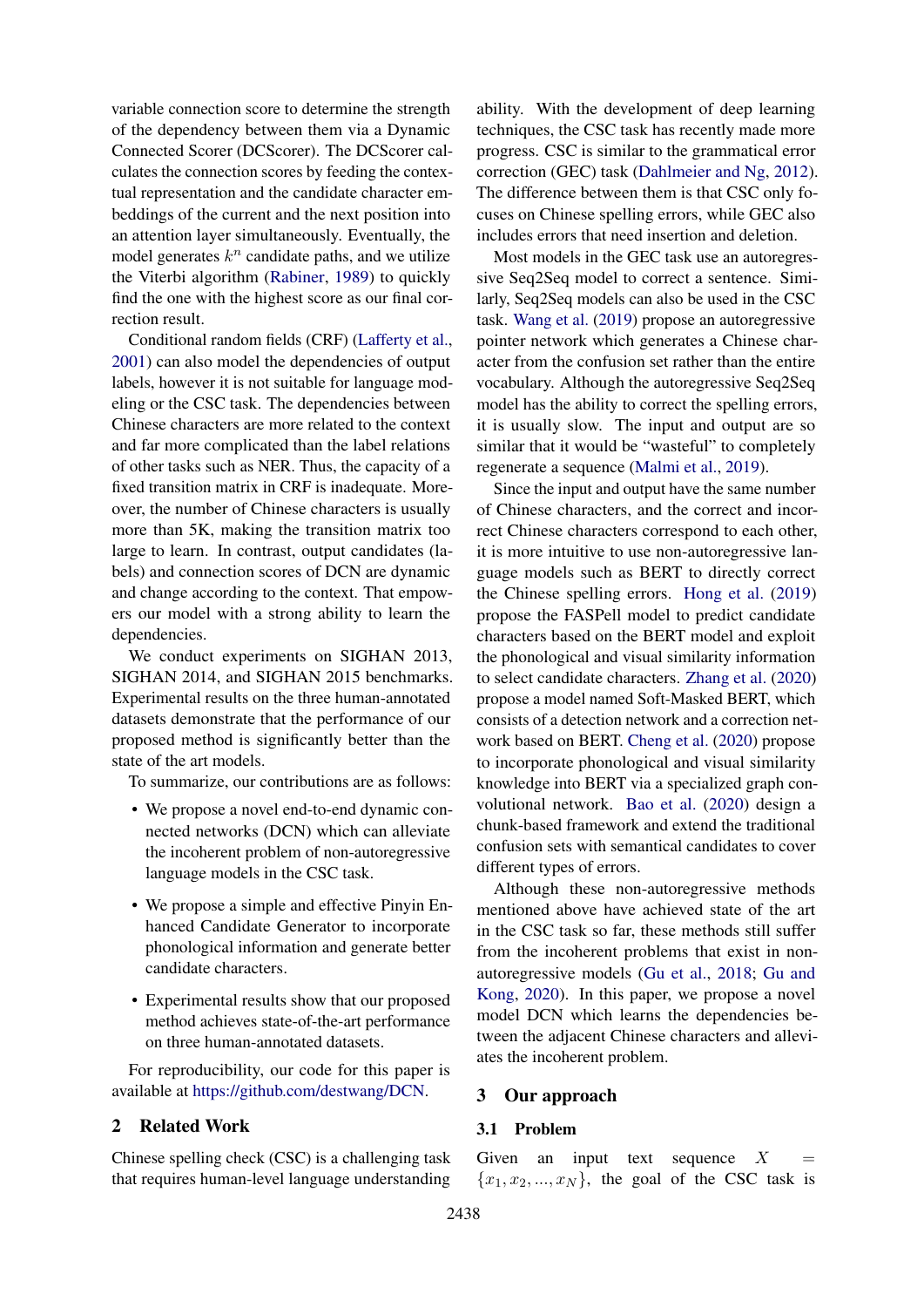variable connection score to determine the strength of the dependency between them via a Dynamic Connected Scorer (DCScorer). The DCScorer calculates the connection scores by feeding the contextual representation and the candidate character embeddings of the current and the next position into an attention layer simultaneously. Eventually, the model generates $k^n$ candidate paths, and we utilize the Viterbi algorithm (Rabiner, 1989) to quickly find the one with the highest score as our final correction result.

Conditional random fields (CRF) (Lafferty et al., 2001) can also model the dependencies of output labels, however it is not suitable for language modeling or the CSC task. The dependencies between Chinese characters are more related to the context and far more complicated than the label relations of other tasks such as NER. Thus, the capacity of a fixed transition matrix in CRF is inadequate. Moreover, the number of Chinese characters is usually more than 5K, making the transition matrix too large to learn. In contrast, output candidates (labels) and connection scores of DCN are dynamic and change according to the context. That empowers our model with a strong ability to learn the dependencies.

We conduct experiments on SIGHAN 2013, SIGHAN 2014, and SIGHAN 2015 benchmarks. Experimental results on the three human-annotated datasets demonstrate that the performance of our proposed method is significantly better than the state of the art models.

To summarize, our contributions are as follows:

- We propose a novel end-to-end dynamic connected networks (DCN) which can alleviate the incoherent problem of non-autoregressive language models in the CSC task.
- We propose a simple and effective Pinyin Enhanced Candidate Generator to incorporate phonological information and generate better candidate characters.
- Experimental results show that our proposed method achieves state-of-the-art performance on three human-annotated datasets.

For reproducibility, our code for this paper is available at https://github.com/destwang/DCN.

## 2 Related Work

Chinese spelling check (CSC) is a challenging task that requires human-level language understanding ability. With the development of deep learning techniques, the CSC task has recently made more progress. CSC is similar to the grammatical error correction (GEC) task (Dahlmeier and Ng, 2012). The difference between them is that CSC only focuses on Chinese spelling errors, while GEC also includes errors that need insertion and deletion.

Most models in the GEC task use an autoregressive Seq2Seq model to correct a sentence. Similarly, Seq2Seq models can also be used in the CSC task. Wang et al. (2019) propose an autoregressive pointer network which generates a Chinese character from the confusion set rather than the entire vocabulary. Although the autoregressive Seq2Seq model has the ability to correct the spelling errors, it is usually slow. The input and output are so similar that it would be "wasteful" to completely regenerate a sequence (Malmi et al., 2019).

Since the input and output have the same number of Chinese characters, and the correct and incorrect Chinese characters correspond to each other, it is more intuitive to use non-autoregressive language models such as BERT to directly correct the Chinese spelling errors. Hong et al. (2019) propose the FASPell model to predict candidate characters based on the BERT model and exploit the phonological and visual similarity information to select candidate characters. Zhang et al. (2020) propose a model named Soft-Masked BERT, which consists of a detection network and a correction network based on BERT. Cheng et al. (2020) propose to incorporate phonological and visual similarity knowledge into BERT via a specialized graph convolutional network. Bao et al. (2020) design a chunk-based framework and extend the traditional confusion sets with semantical candidates to cover different types of errors.

Although these non-autoregressive methods mentioned above have achieved state of the art in the CSC task so far, these methods still suffer from the incoherent problems that exist in non-autoregressive models (Gu et al., 2018; Gu and Kong, 2020). In this paper, we propose a novel model DCN which learns the dependencies between the adjacent Chinese characters and alleviates the incoherent problem.

## 3 Our approach

### 3.1 Problem

Given an input text sequence $X = \{x_1, x_2, ..., x_N\}$, the goal of the CSC task is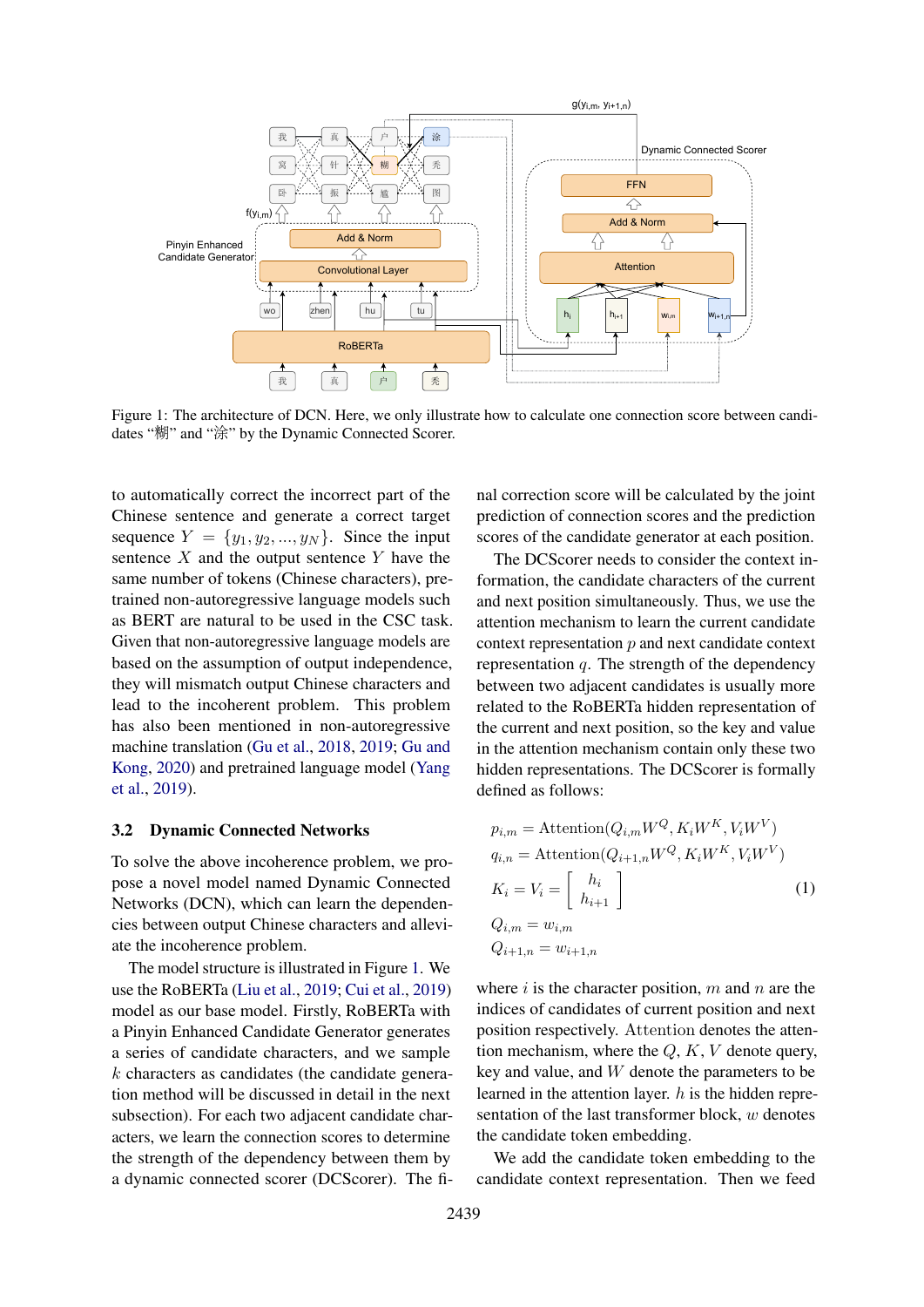Figure 1: The architecture of DCN. Here, we only illustrate how to calculate one connection score between candidates "糊" and "涂" by the Dynamic Connected Scorer.

to automatically correct the incorrect part of the Chinese sentence and generate a correct target sequence $Y = \{y_1, y_2, ..., y_N\}$. Since the input sentence $X$ and the output sentence $Y$ have the same number of tokens (Chinese characters), pre-trained non-autoregressive language models such as BERT are natural to be used in the CSC task. Given that non-autoregressive language models are based on the assumption of output independence, they will mismatch output Chinese characters and lead to the incoherent problem. This problem has also been mentioned in non-autoregressive machine translation (Gu et al., 2018, 2019; Gu and Kong, 2020) and pretrained language model (Yang et al., 2019).

## 3.2 Dynamic Connected Networks

To solve the above incoherence problem, we propose a novel model named Dynamic Connected Networks (DCN), which can learn the dependencies between output Chinese characters and alleviate the incoherence problem.

The model structure is illustrated in Figure 1. We use the RoBERTa (Liu et al., 2019; Cui et al., 2019) model as our base model. Firstly, RoBERTa with a Pinyin Enhanced Candidate Generator generates a series of candidate characters, and we sample $k$ characters as candidates (the candidate generation method will be discussed in detail in the next subsection). For each two adjacent candidate characters, we learn the connection scores to determine the strength of the dependency between them by a dynamic connected scorer (DCScorer). The final correction score will be calculated by the joint prediction of connection scores and the prediction scores of the candidate generator at each position.

The DCScorer needs to consider the context information, the candidate characters of the current and next position simultaneously. Thus, we use the attention mechanism to learn the current candidate context representation $p$ and next candidate context representation $q$. The strength of the dependency between two adjacent candidates is usually more related to the RoBERTa hidden representation of the current and next position, so the key and value in the attention mechanism contain only these two hidden representations. The DCScorer is formally defined as follows:

$$
\begin{aligned}
p_{i,m} &= \text{Attention}(Q_{i,m}W^Q, K_iW^K, V_iW^V) \\
q_{i,n} &= \text{Attention}(Q_{i+1,n}W^Q, K_iW^K, V_iW^V) \\
K_i &= V_i = \begin{bmatrix} h_i \\ h_{i+1} \end{bmatrix} \\
Q_{i,m} &= w_{i,m} \\
Q_{i+1,n} &= w_{i+1,n}
\end{aligned}
\tag{1}
$$

where $i$ is the character position, $m$ and $n$ are the indices of candidates of current position and next position respectively. Attention denotes the attention mechanism, where the $Q$, $K$, $V$ denote query, key and value, and $W$ denote the parameters to be learned in the attention layer. $h$ is the hidden representation of the last transformer block, $w$ denotes the candidate token embedding.

We add the candidate token embedding to the candidate context representation. Then we feed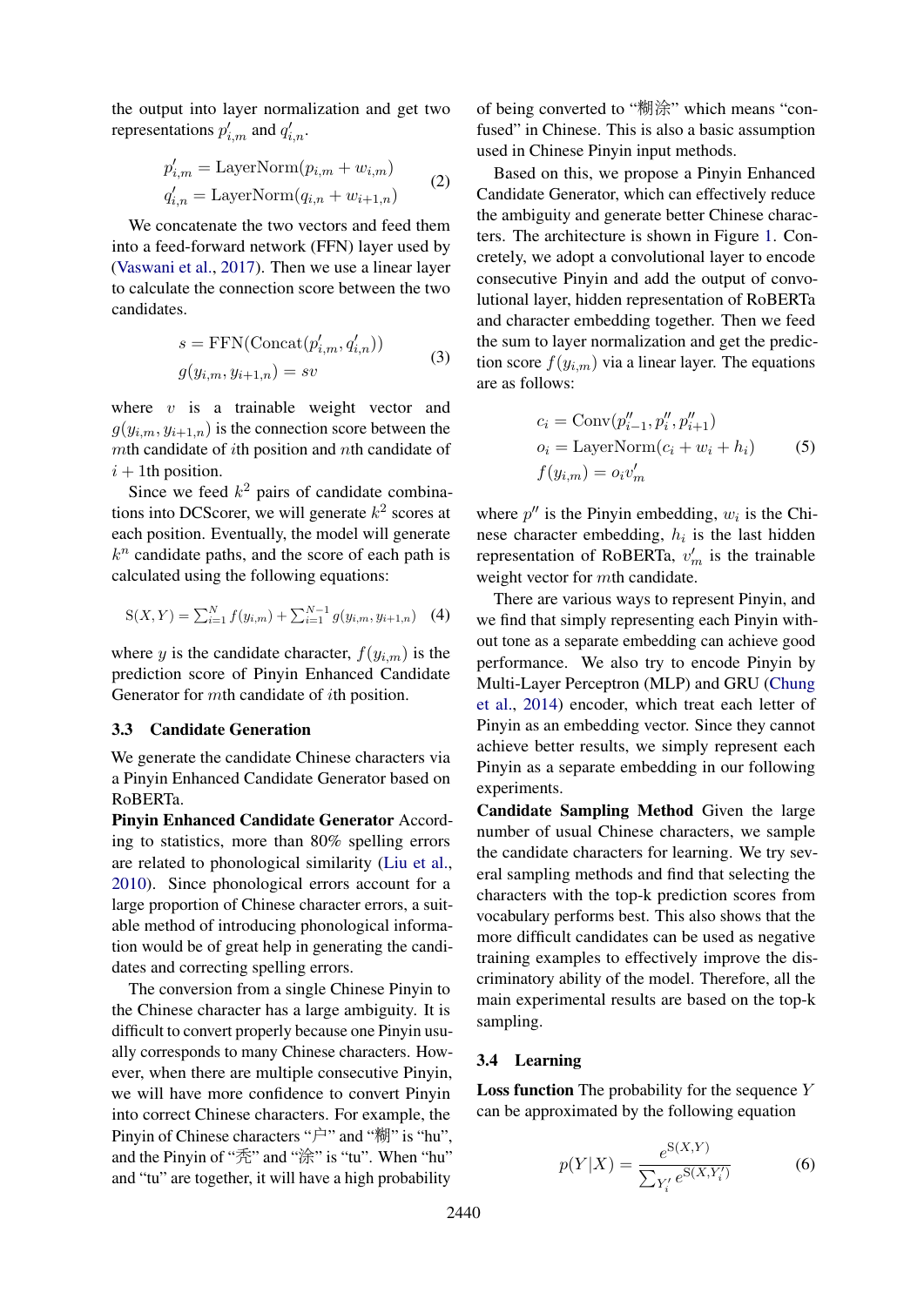the output into layer normalization and get two representations $p'_{i,m}$ and $q'_{i,n}$.

$$
\begin{aligned}
p'_{i,m} &= \text{LayerNorm}(p_{i,m} + w_{i,m}) \\
q'_{i,n} &= \text{LayerNorm}(q_{i,n} + w_{i+1,n})
\end{aligned} \tag{2}
$$

We concatenate the two vectors and feed them into a feed-forward network (FFN) layer used by (Vaswani et al., 2017). Then we use a linear layer to calculate the connection score between the two candidates.

$$
\begin{aligned}
s &= \text{FFN}(\text{Concat}(p'_{i,m}, q'_{i,n})) \\
g(y_{i,m}, y_{i+1,n}) &= sv
\end{aligned} \tag{3}
$$

where $v$ is a trainable weight vector and $g(y_{i,m}, y_{i+1,n})$ is the connection score between the $m$th candidate of $i$th position and $n$th candidate of $i+1$th position.

Since we feed $k^2$ pairs of candidate combinations into DCScorer, we will generate $k^2$ scores at each position. Eventually, the model will generate $k^n$ candidate paths, and the score of each path is calculated using the following equations:

$$
\text{S}(X, Y) = \sum_{i=1}^{N} f(y_{i,m}) + \sum_{i=1}^{N-1} g(y_{i,m}, y_{i+1,n}) \tag{4}
$$

where $y$ is the candidate character, $f(y_{i,m})$ is the prediction score of Pinyin Enhanced Candidate Generator for $m$th candidate of $i$th position.

### 3.3 Candidate Generation

We generate the candidate Chinese characters via a Pinyin Enhanced Candidate Generator based on RoBERTa.

**Pinyin Enhanced Candidate Generator** According to statistics, more than 80% spelling errors are related to phonological similarity (Liu et al., 2010). Since phonological errors account for a large proportion of Chinese character errors, a suitable method of introducing phonological information would be of great help in generating the candidates and correcting spelling errors.

The conversion from a single Chinese Pinyin to the Chinese character has a large ambiguity. It is difficult to convert properly because one Pinyin usually corresponds to many Chinese characters. However, when there are multiple consecutive Pinyin, we will have more confidence to convert Pinyin into correct Chinese characters. For example, the Pinyin of Chinese characters “户” and “糊” is “hu”, and the Pinyin of “秃” and “涂” is “tu”. When “hu” and “tu” are together, it will have a high probability of being converted to “糊涂” which means “confused” in Chinese. This is also a basic assumption used in Chinese Pinyin input methods.

Based on this, we propose a Pinyin Enhanced Candidate Generator, which can effectively reduce the ambiguity and generate better Chinese characters. The architecture is shown in Figure 1. Concretely, we adopt a convolutional layer to encode consecutive Pinyin and add the output of convolutional layer, hidden representation of RoBERTa and character embedding together. Then we feed the sum to layer normalization and get the prediction score $f(y_{i,m})$ via a linear layer. The equations are as follows:

$$
\begin{aligned}
c_i &= \text{Conv}(p''_{i-1}, p''_i, p''_{i+1}) \\
o_i &= \text{LayerNorm}(c_i + w_i + h_i) \\
f(y_{i,m}) &= o_i v'_m
\end{aligned} \tag{5}
$$

where $p''$ is the Pinyin embedding, $w_i$ is the Chinese character embedding, $h_i$ is the last hidden representation of RoBERTa, $v'_m$ is the trainable weight vector for $m$th candidate.

There are various ways to represent Pinyin, and we find that simply representing each Pinyin without tone as a separate embedding can achieve good performance. We also try to encode Pinyin by Multi-Layer Perceptron (MLP) and GRU (Chung et al., 2014) encoder, which treat each letter of Pinyin as an embedding vector. Since they cannot achieve better results, we simply represent each Pinyin as a separate embedding in our following experiments.

**Candidate Sampling Method** Given the large number of usual Chinese characters, we sample the candidate characters for learning. We try several sampling methods and find that selecting the characters with the top-k prediction scores from vocabulary performs best. This also shows that the more difficult candidates can be used as negative training examples to effectively improve the discriminatory ability of the model. Therefore, all the main experimental results are based on the top-k sampling.

### 3.4 Learning

**Loss function** The probability for the sequence $Y$ can be approximated by the following equation

$$
p(Y|X) = \frac{e^{\text{S}(X,Y)}}{\sum_{Y'_i} e^{\text{S}(X,Y'_i)}} \tag{6}
$$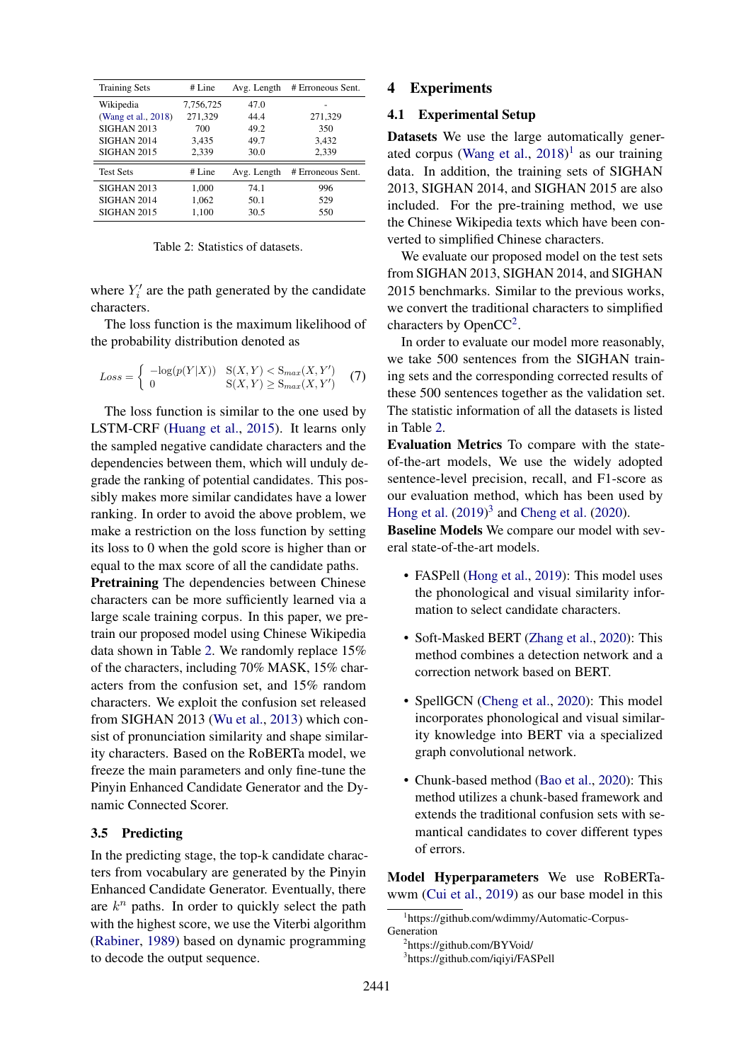| Training Sets | # Line | Avg. Length | # Erroneous Sent. |
|---|---|---|---|
| Wikipedia | 7,756,725 | 47.0 | - |
| (Wang et al., 2018) | 271,329 | 44.4 | 271,329 |
| SIGHAN 2013 | 700 | 49.2 | 350 |
| SIGHAN 2014 | 3,435 | 49.7 | 3,432 |
| SIGHAN 2015 | 2,339 | 30.0 | 2,339 |
| **Test Sets** | **# Line** | **Avg. Length** | **# Erroneous Sent.** |
| SIGHAN 2013 | 1,000 | 74.1 | 996 |
| SIGHAN 2014 | 1,062 | 50.1 | 529 |
| SIGHAN 2015 | 1,100 | 30.5 | 550 |

Table 2: Statistics of datasets.

where $Y_i'$ are the path generated by the candidate characters.

The loss function is the maximum likelihood of the probability distribution denoted as

$$Loss = \begin{cases} -\log(p(Y|X)) & \mathrm{S}(X,Y) < \mathrm{S}_{max}(X,Y') \\ 0 & \mathrm{S}(X,Y) \geq \mathrm{S}_{max}(X,Y') \end{cases} \quad (7)$$

The loss function is similar to the one used by LSTM-CRF (Huang et al., 2015). It learns only the sampled negative candidate characters and the dependencies between them, which will unduly degrade the ranking of potential candidates. This possibly makes more similar candidates have a lower ranking. In order to avoid the above problem, we make a restriction on the loss function by setting its loss to 0 when the gold score is higher than or equal to the max score of all the candidate paths.

**Pretraining** The dependencies between Chinese characters can be more sufficiently learned via a large scale training corpus. In this paper, we pretrain our proposed model using Chinese Wikipedia data shown in Table 2. We randomly replace 15% of the characters, including 70% MASK, 15% characters from the confusion set, and 15% random characters. We exploit the confusion set released from SIGHAN 2013 (Wu et al., 2013) which consist of pronunciation similarity and shape similarity characters. Based on the RoBERTa model, we freeze the main parameters and only fine-tune the Pinyin Enhanced Candidate Generator and the Dynamic Connected Scorer.

### 3.5 Predicting

In the predicting stage, the top-k candidate characters from vocabulary are generated by the Pinyin Enhanced Candidate Generator. Eventually, there are $k^n$ paths. In order to quickly select the path with the highest score, we use the Viterbi algorithm (Rabiner, 1989) based on dynamic programming to decode the output sequence.

## 4 Experiments

### 4.1 Experimental Setup

**Datasets** We use the large automatically generated corpus (Wang et al., 2018)[1] as our training data. In addition, the training sets of SIGHAN 2013, SIGHAN 2014, and SIGHAN 2015 are also included. For the pre-training method, we use the Chinese Wikipedia texts which have been converted to simplified Chinese characters.

We evaluate our proposed model on the test sets from SIGHAN 2013, SIGHAN 2014, and SIGHAN 2015 benchmarks. Similar to the previous works, we convert the traditional characters to simplified characters by OpenCC[2].

In order to evaluate our model more reasonably, we take 500 sentences from the SIGHAN training sets and the corresponding corrected results of these 500 sentences together as the validation set. The statistic information of all the datasets is listed in Table 2.

**Evaluation Metrics** To compare with the state-of-the-art models, We use the widely adopted sentence-level precision, recall, and F1-score as our evaluation method, which has been used by Hong et al. (2019)[3] and Cheng et al. (2020).

**Baseline Models** We compare our model with several state-of-the-art models.

- FASPell (Hong et al., 2019): This model uses the phonological and visual similarity information to select candidate characters.
- Soft-Masked BERT (Zhang et al., 2020): This method combines a detection network and a correction network based on BERT.
- SpellGCN (Cheng et al., 2020): This model incorporates phonological and visual similarity knowledge into BERT via a specialized graph convolutional network.
- Chunk-based method (Bao et al., 2020): This method utilizes a chunk-based framework and extends the traditional confusion sets with semantical candidates to cover different types of errors.

**Model Hyperparameters** We use RoBERTa-wwm (Cui et al., 2019) as our base model in this

[1] https://github.com/wdimmy/Automatic-Corpus-Generation
[2] https://github.com/BYVoid/
[3] https://github.com/iqiyi/FASPell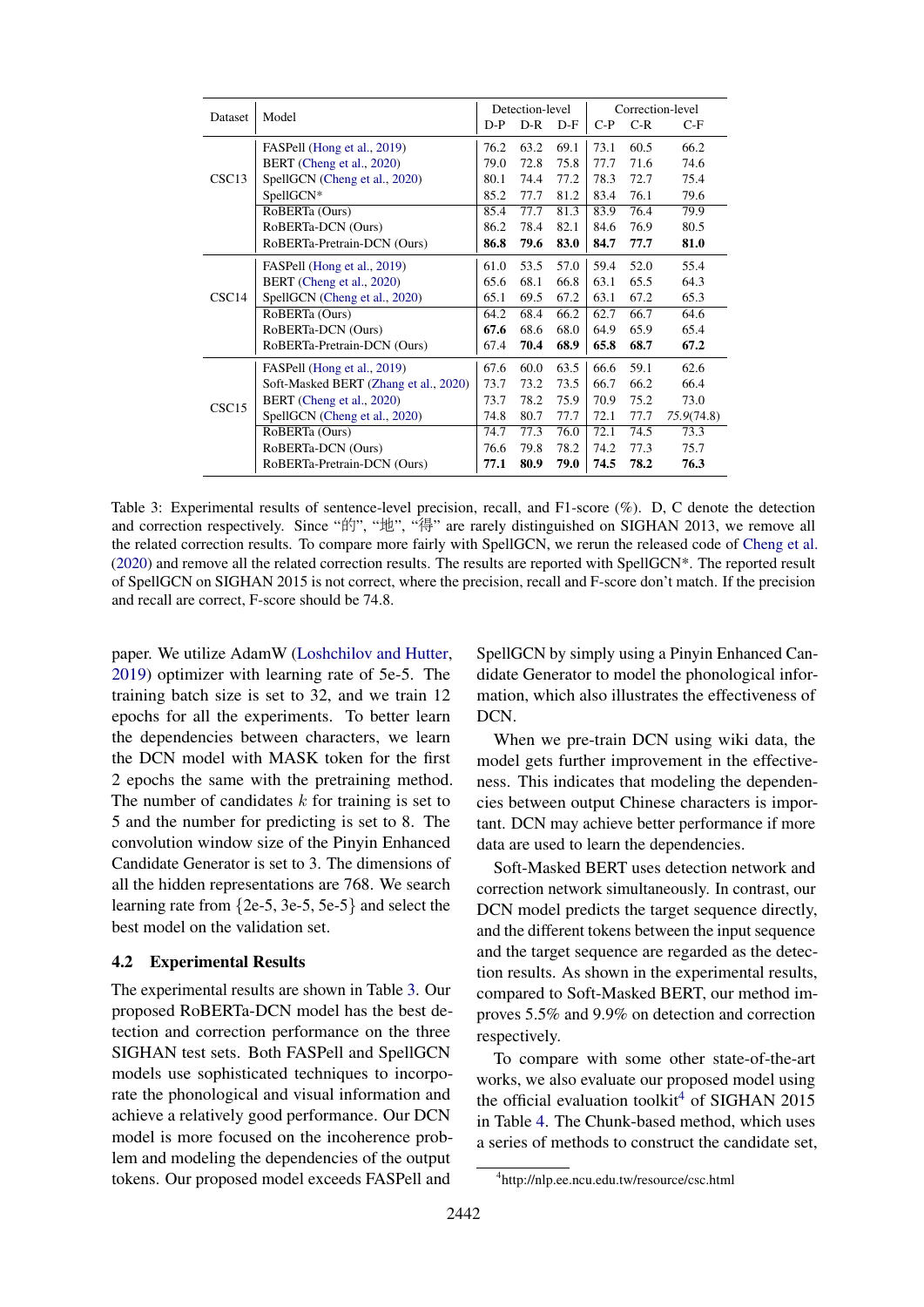| Dataset | Model | Detection-level | | | Correction-level | | |
|---|---|---|---|---|---|---|---|
| | | D-P | D-R | D-F | C-P | C-R | C-F |
| CSC13 | FASPell (Hong et al., 2019) | 76.2 | 63.2 | 69.1 | 73.1 | 60.5 | 66.2 |
| | BERT (Cheng et al., 2020) | 79.0 | 72.8 | 75.8 | 77.7 | 71.6 | 74.6 |
| | SpellGCN (Cheng et al., 2020) | 80.1 | 74.4 | 77.2 | 78.3 | 72.7 | 75.4 |
| | SpellGCN* | 85.2 | 77.7 | 81.2 | 83.4 | 76.1 | 79.6 |
| | RoBERTa (Ours) | 85.4 | 77.7 | 81.3 | 83.9 | 76.4 | 79.9 |
| | RoBERTa-DCN (Ours) | 86.2 | 78.4 | 82.1 | 84.6 | 76.9 | 80.5 |
| | RoBERTa-Pretrain-DCN (Ours) | **86.8** | **79.6** | **83.0** | **84.7** | **77.7** | **81.0** |
| CSC14 | FASPell (Hong et al., 2019) | 61.0 | 53.5 | 57.0 | 59.4 | 52.0 | 55.4 |
| | BERT (Cheng et al., 2020) | 65.6 | 68.1 | 66.8 | 63.1 | 65.5 | 64.3 |
| | SpellGCN (Cheng et al., 2020) | 65.1 | 69.5 | 67.2 | 63.1 | 67.2 | 65.3 |
| | RoBERTa (Ours) | 64.2 | 68.4 | 66.2 | 62.7 | 66.7 | 64.6 |
| | RoBERTa-DCN (Ours) | **67.6** | 68.6 | 68.0 | 64.9 | 65.9 | 65.4 |
| | RoBERTa-Pretrain-DCN (Ours) | 67.4 | **70.4** | **68.9** | **65.8** | **68.7** | **67.2** |
| CSC15 | FASPell (Hong et al., 2019) | 67.6 | 60.0 | 63.5 | 66.6 | 59.1 | 62.6 |
| | Soft-Masked BERT (Zhang et al., 2020) | 73.7 | 73.2 | 73.5 | 66.7 | 66.2 | 66.4 |
| | BERT (Cheng et al., 2020) | 73.7 | 78.2 | 75.9 | 70.9 | 75.2 | 73.0 |
| | SpellGCN (Cheng et al., 2020) | 74.8 | 80.7 | 77.7 | 72.1 | 77.7 | *75.9*(74.8) |
| | RoBERTa (Ours) | 74.7 | 77.3 | 76.0 | 72.1 | 74.5 | 73.3 |
| | RoBERTa-DCN (Ours) | 76.6 | 79.8 | 78.2 | 74.2 | 77.3 | 75.7 |
| | RoBERTa-Pretrain-DCN (Ours) | **77.1** | **80.9** | **79.0** | **74.5** | **78.2** | **76.3** |

Table 3: Experimental results of sentence-level precision, recall, and F1-score (%). D, C denote the detection and correction respectively. Since "的", "地", "得" are rarely distinguished on SIGHAN 2013, we remove all the related correction results. To compare more fairly with SpellGCN, we rerun the released code of Cheng et al. (2020) and remove all the related correction results. The results are reported with SpellGCN*. The reported result of SpellGCN on SIGHAN 2015 is not correct, where the precision, recall and F-score don't match. If the precision and recall are correct, F-score should be 74.8.

paper. We utilize AdamW (Loshchilov and Hutter, 2019) optimizer with learning rate of 5e-5. The training batch size is set to 32, and we train 12 epochs for all the experiments. To better learn the dependencies between characters, we learn the DCN model with MASK token for the first 2 epochs the same with the pretraining method. The number of candidates $k$ for training is set to 5 and the number for predicting is set to 8. The convolution window size of the Pinyin Enhanced Candidate Generator is set to 3. The dimensions of all the hidden representations are 768. We search learning rate from {2e-5, 3e-5, 5e-5} and select the best model on the validation set.

## 4.2 Experimental Results

The experimental results are shown in Table 3. Our proposed RoBERTa-DCN model has the best detection and correction performance on the three SIGHAN test sets. Both FASPell and SpellGCN models use sophisticated techniques to incorporate the phonological and visual information and achieve a relatively good performance. Our DCN model is more focused on the incoherence problem and modeling the dependencies of the output tokens. Our proposed model exceeds FASPell and SpellGCN by simply using a Pinyin Enhanced Candidate Generator to model the phonological information, which also illustrates the effectiveness of DCN.

When we pre-train DCN using wiki data, the model gets further improvement in the effectiveness. This indicates that modeling the dependencies between output Chinese characters is important. DCN may achieve better performance if more data are used to learn the dependencies.

Soft-Masked BERT uses detection network and correction network simultaneously. In contrast, our DCN model predicts the target sequence directly, and the different tokens between the input sequence and the target sequence are regarded as the detection results. As shown in the experimental results, compared to Soft-Masked BERT, our method improves 5.5% and 9.9% on detection and correction respectively.

To compare with some other state-of-the-art works, we also evaluate our proposed model using the official evaluation toolkit[4] of SIGHAN 2015 in Table 4. The Chunk-based method, which uses a series of methods to construct the candidate set,

[4] http://nlp.ee.ncu.edu.tw/resource/csc.html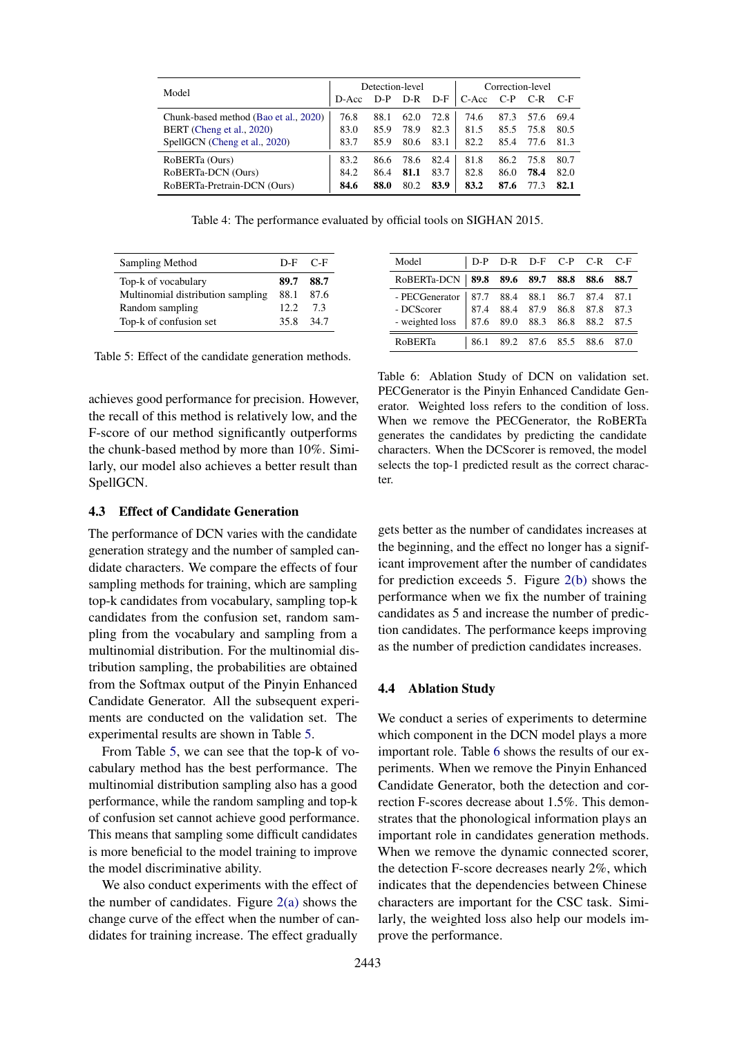| Model | Detection-level | | | | Correction-level | | | |
|---|---|---|---|---|---|---|---|---|
| | D-Acc | D-P | D-R | D-F | C-Acc | C-P | C-R | C-F |
| Chunk-based method (Bao et al., 2020) | 76.8 | 88.1 | 62.0 | 72.8 | 74.6 | 87.3 | 57.6 | 69.4 |
| BERT (Cheng et al., 2020) | 83.0 | 85.9 | 78.9 | 82.3 | 81.5 | 85.5 | 75.8 | 80.5 |
| SpellGCN (Cheng et al., 2020) | 83.7 | 85.9 | 80.6 | 83.1 | 82.2 | 85.4 | 77.6 | 81.3 |
| RoBERTa (Ours) | 83.2 | 86.6 | 78.6 | 82.4 | 81.8 | 86.2 | 75.8 | 80.7 |
| RoBERTa-DCN (Ours) | 84.2 | 86.4 | **81.1** | 83.7 | 82.8 | 86.0 | **78.4** | 82.0 |
| RoBERTa-Pretrain-DCN (Ours) | **84.6** | **88.0** | 80.2 | **83.9** | **83.2** | **87.6** | 77.3 | **82.1** |

Table 4: The performance evaluated by official tools on SIGHAN 2015.

| Sampling Method | D-F | C-F |
|---|---|---|
| Top-k of vocabulary | **89.7** | **88.7** |
| Multinomial distribution sampling | 88.1 | 87.6 |
| Random sampling | 12.2 | 7.3 |
| Top-k of confusion set | 35.8 | 34.7 |

Table 5: Effect of the candidate generation methods.

| Model | D-P | D-R | D-F | C-P | C-R | C-F |
|---|---|---|---|---|---|---|
| RoBERTa-DCN | **89.8** | **89.6** | **89.7** | **88.8** | **88.6** | **88.7** |
| - PECGenerator | 87.7 | 88.4 | 88.1 | 86.7 | 87.4 | 87.1 |
| - DCScorer | 87.4 | 88.4 | 87.9 | 86.8 | 87.8 | 87.3 |
| - weighted loss | 87.6 | 89.0 | 88.3 | 86.8 | 88.2 | 87.5 |
| RoBERTa | 86.1 | 89.2 | 87.6 | 85.5 | 88.6 | 87.0 |

Table 6: Ablation Study of DCN on validation set. PECGenerator is the Pinyin Enhanced Candidate Generator. Weighted loss refers to the condition of loss. When we remove the PECGenerator, the RoBERTa generates the candidates by predicting the candidate characters. When the DCScorer is removed, the model selects the top-1 predicted result as the correct character.

achieves good performance for precision. However, the recall of this method is relatively low, and the F-score of our method significantly outperforms the chunk-based method by more than 10%. Similarly, our model also achieves a better result than SpellGCN.

### 4.3 Effect of Candidate Generation

The performance of DCN varies with the candidate generation strategy and the number of sampled candidate characters. We compare the effects of four sampling methods for training, which are sampling top-k candidates from vocabulary, sampling top-k candidates from the confusion set, random sampling from the vocabulary and sampling from a multinomial distribution. For the multinomial distribution sampling, the probabilities are obtained from the Softmax output of the Pinyin Enhanced Candidate Generator. All the subsequent experiments are conducted on the validation set. The experimental results are shown in Table 5.

From Table 5, we can see that the top-k of vocabulary method has the best performance. The multinomial distribution sampling also has a good performance, while the random sampling and top-k of confusion set cannot achieve good performance. This means that sampling some difficult candidates is more beneficial to the model training to improve the model discriminative ability.

We also conduct experiments with the effect of the number of candidates. Figure 2(a) shows the change curve of the effect when the number of candidates for training increase. The effect gradually gets better as the number of candidates increases at the beginning, and the effect no longer has a significant improvement after the number of candidates for prediction exceeds 5. Figure 2(b) shows the performance when we fix the number of training candidates as 5 and increase the number of prediction candidates. The performance keeps improving as the number of prediction candidates increases.

### 4.4 Ablation Study

We conduct a series of experiments to determine which component in the DCN model plays a more important role. Table 6 shows the results of our experiments. When we remove the Pinyin Enhanced Candidate Generator, both the detection and correction F-scores decrease about 1.5%. This demonstrates that the phonological information plays an important role in candidates generation methods. When we remove the dynamic connected scorer, the detection F-score decreases nearly 2%, which indicates that the dependencies between Chinese characters are important for the CSC task. Similarly, the weighted loss also help our models improve the performance.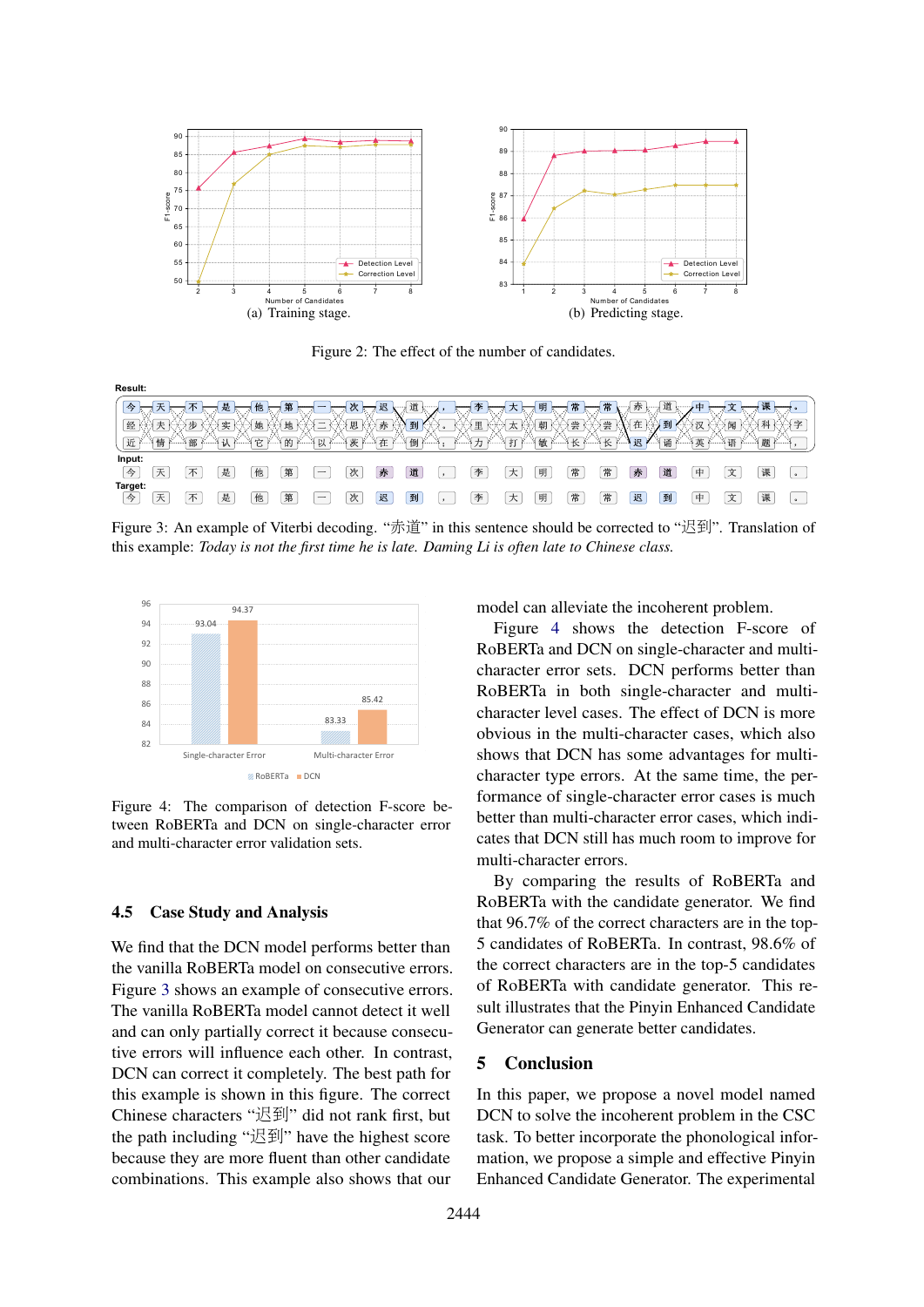Figure 2: The effect of the number of candidates.

(a) Training stage.

(b) Predicting stage.

Figure 3: An example of Viterbi decoding. “赤道” in this sentence should be corrected to “迟到”. Translation of this example: *Today is not the first time he is late. Daming Li is often late to Chinese class.*

Figure 4: The comparison of detection F-score between RoBERTa and DCN on single-character error and multi-character error validation sets.

## 4.5 Case Study and Analysis

We find that the DCN model performs better than the vanilla RoBERTa model on consecutive errors. Figure 3 shows an example of consecutive errors. The vanilla RoBERTa model cannot detect it well and can only partially correct it because consecutive errors will influence each other. In contrast, DCN can correct it completely. The best path for this example is shown in this figure. The correct Chinese characters “迟到” did not rank first, but the path including “迟到” have the highest score because they are more fluent than other candidate combinations. This example also shows that our model can alleviate the incoherent problem.

Figure 4 shows the detection F-score of RoBERTa and DCN on single-character and multi-character error sets. DCN performs better than RoBERTa in both single-character and multi-character level cases. The effect of DCN is more obvious in the multi-character cases, which also shows that DCN has some advantages for multi-character type errors. At the same time, the performance of single-character error cases is much better than multi-character error cases, which indicates that DCN still has much room to improve for multi-character errors.

By comparing the results of RoBERTa and RoBERTa with the candidate generator. We find that 96.7% of the correct characters are in the top-5 candidates of RoBERTa. In contrast, 98.6% of the correct characters are in the top-5 candidates of RoBERTa with candidate generator. This result illustrates that the Pinyin Enhanced Candidate Generator can generate better candidates.

# 5 Conclusion

In this paper, we propose a novel model named DCN to solve the incoherent problem in the CSC task. To better incorporate the phonological information, we propose a simple and effective Pinyin Enhanced Candidate Generator. The experimental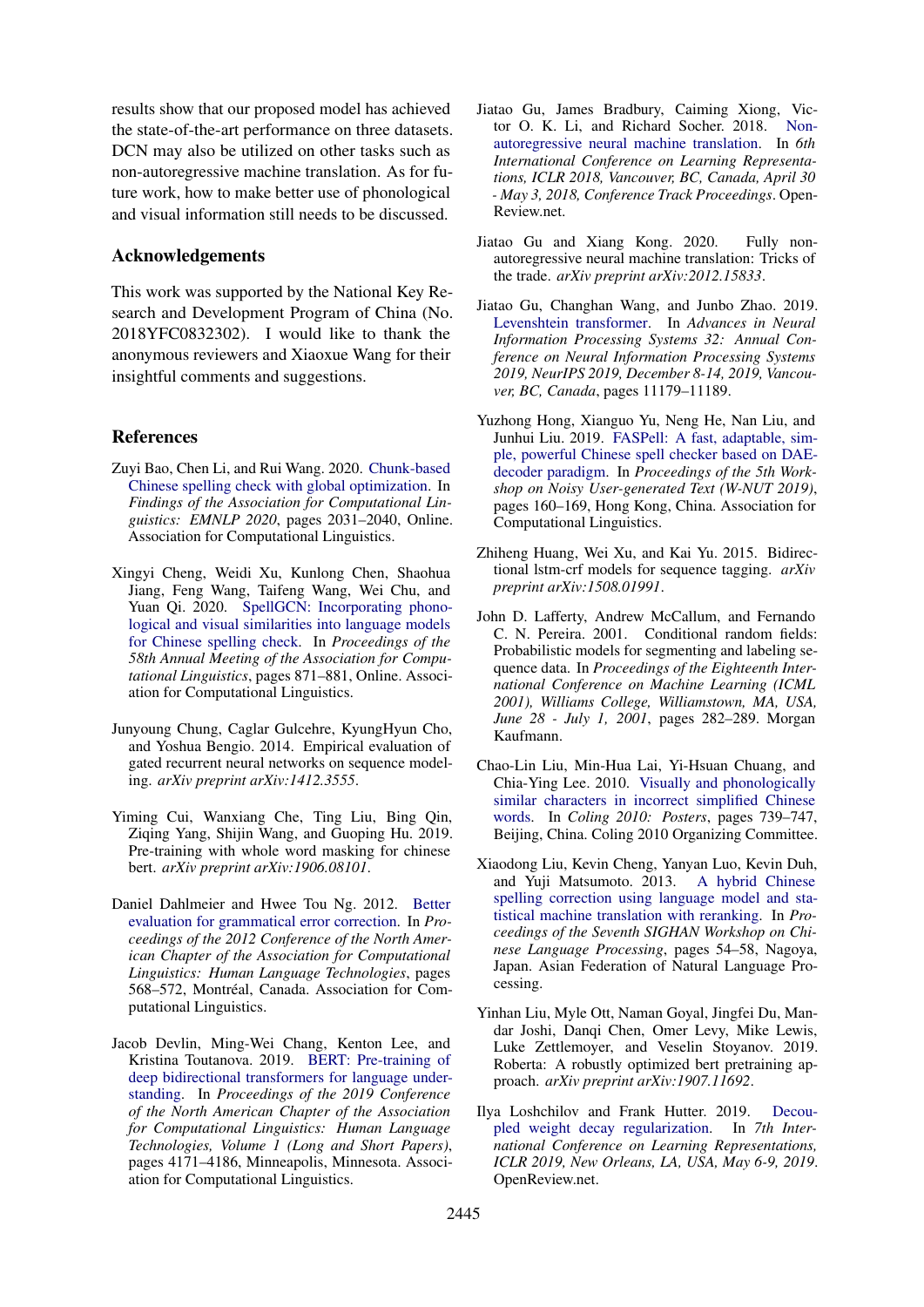results show that our proposed model has achieved the state-of-the-art performance on three datasets. DCN may also be utilized on other tasks such as non-autoregressive machine translation. As for future work, how to make better use of phonological and visual information still needs to be discussed.

## Acknowledgements

This work was supported by the National Key Research and Development Program of China (No. 2018YFC0832302). I would like to thank the anonymous reviewers and Xiaoxue Wang for their insightful comments and suggestions.

## References

Zuyi Bao, Chen Li, and Rui Wang. 2020. Chunk-based Chinese spelling check with global optimization. In *Findings of the Association for Computational Linguistics: EMNLP 2020*, pages 2031–2040, Online. Association for Computational Linguistics.

Xingyi Cheng, Weidi Xu, Kunlong Chen, Shaohua Jiang, Feng Wang, Taifeng Wang, Wei Chu, and Yuan Qi. 2020. SpellGCN: Incorporating phonological and visual similarities into language models for Chinese spelling check. In *Proceedings of the 58th Annual Meeting of the Association for Computational Linguistics*, pages 871–881, Online. Association for Computational Linguistics.

Junyoung Chung, Caglar Gulcehre, KyungHyun Cho, and Yoshua Bengio. 2014. Empirical evaluation of gated recurrent neural networks on sequence modeling. *arXiv preprint arXiv:1412.3555*.

Yiming Cui, Wanxiang Che, Ting Liu, Bing Qin, Ziqing Yang, Shijin Wang, and Guoping Hu. 2019. Pre-training with whole word masking for chinese bert. *arXiv preprint arXiv:1906.08101*.

Daniel Dahlmeier and Hwee Tou Ng. 2012. Better evaluation for grammatical error correction. In *Proceedings of the 2012 Conference of the North American Chapter of the Association for Computational Linguistics: Human Language Technologies*, pages 568–572, Montréal, Canada. Association for Computational Linguistics.

Jacob Devlin, Ming-Wei Chang, Kenton Lee, and Kristina Toutanova. 2019. BERT: Pre-training of deep bidirectional transformers for language understanding. In *Proceedings of the 2019 Conference of the North American Chapter of the Association for Computational Linguistics: Human Language Technologies, Volume 1 (Long and Short Papers)*, pages 4171–4186, Minneapolis, Minnesota. Association for Computational Linguistics.

Jiatao Gu, James Bradbury, Caiming Xiong, Victor O. K. Li, and Richard Socher. 2018. Non-autoregressive neural machine translation. In *6th International Conference on Learning Representations, ICLR 2018, Vancouver, BC, Canada, April 30 - May 3, 2018, Conference Track Proceedings*. OpenReview.net.

Jiatao Gu and Xiang Kong. 2020. Fully non-autoregressive neural machine translation: Tricks of the trade. *arXiv preprint arXiv:2012.15833*.

Jiatao Gu, Changhan Wang, and Junbo Zhao. 2019. Levenshtein transformer. In *Advances in Neural Information Processing Systems 32: Annual Conference on Neural Information Processing Systems 2019, NeurIPS 2019, December 8-14, 2019, Vancouver, BC, Canada*, pages 11179–11189.

Yuzhong Hong, Xianguo Yu, Neng He, Nan Liu, and Junhui Liu. 2019. FASPell: A fast, adaptable, simple, powerful Chinese spell checker based on DAE-decoder paradigm. In *Proceedings of the 5th Workshop on Noisy User-generated Text (W-NUT 2019)*, pages 160–169, Hong Kong, China. Association for Computational Linguistics.

Zhiheng Huang, Wei Xu, and Kai Yu. 2015. Bidirectional lstm-crf models for sequence tagging. *arXiv preprint arXiv:1508.01991*.

John D. Lafferty, Andrew McCallum, and Fernando C. N. Pereira. 2001. Conditional random fields: Probabilistic models for segmenting and labeling sequence data. In *Proceedings of the Eighteenth International Conference on Machine Learning (ICML 2001), Williams College, Williamstown, MA, USA, June 28 - July 1, 2001*, pages 282–289. Morgan Kaufmann.

Chao-Lin Liu, Min-Hua Lai, Yi-Hsuan Chuang, and Chia-Ying Lee. 2010. Visually and phonologically similar characters in incorrect simplified Chinese words. In *Coling 2010: Posters*, pages 739–747, Beijing, China. Coling 2010 Organizing Committee.

Xiaodong Liu, Kevin Cheng, Yanyan Luo, Kevin Duh, and Yuji Matsumoto. 2013. A hybrid Chinese spelling correction using language model and statistical machine translation with reranking. In *Proceedings of the Seventh SIGHAN Workshop on Chinese Language Processing*, pages 54–58, Nagoya, Japan. Asian Federation of Natural Language Processing.

Yinhan Liu, Myle Ott, Naman Goyal, Jingfei Du, Mandar Joshi, Danqi Chen, Omer Levy, Mike Lewis, Luke Zettlemoyer, and Veselin Stoyanov. 2019. Roberta: A robustly optimized bert pretraining approach. *arXiv preprint arXiv:1907.11692*.

Ilya Loshchilov and Frank Hutter. 2019. Decoupled weight decay regularization. In *7th International Conference on Learning Representations, ICLR 2019, New Orleans, LA, USA, May 6-9, 2019*. OpenReview.net.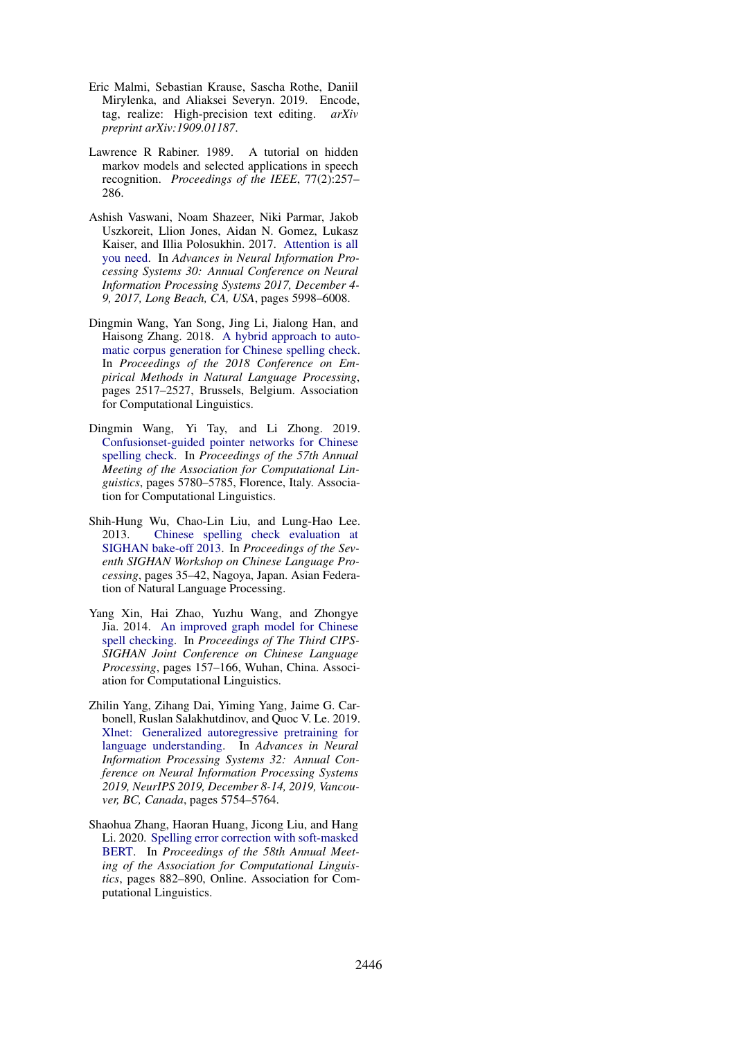Eric Malmi, Sebastian Krause, Sascha Rothe, Daniil Mirylenka, and Aliaksei Severyn. 2019. Encode, tag, realize: High-precision text editing. *arXiv preprint arXiv:1909.01187*.

Lawrence R Rabiner. 1989. A tutorial on hidden markov models and selected applications in speech recognition. *Proceedings of the IEEE*, 77(2):257–286.

Ashish Vaswani, Noam Shazeer, Niki Parmar, Jakob Uszkoreit, Llion Jones, Aidan N. Gomez, Lukasz Kaiser, and Illia Polosukhin. 2017. Attention is all you need. In *Advances in Neural Information Processing Systems 30: Annual Conference on Neural Information Processing Systems 2017, December 4-9, 2017, Long Beach, CA, USA*, pages 5998–6008.

Dingmin Wang, Yan Song, Jing Li, Jialong Han, and Haisong Zhang. 2018. A hybrid approach to automatic corpus generation for Chinese spelling check. In *Proceedings of the 2018 Conference on Empirical Methods in Natural Language Processing*, pages 2517–2527, Brussels, Belgium. Association for Computational Linguistics.

Dingmin Wang, Yi Tay, and Li Zhong. 2019. Confusionset-guided pointer networks for Chinese spelling check. In *Proceedings of the 57th Annual Meeting of the Association for Computational Linguistics*, pages 5780–5785, Florence, Italy. Association for Computational Linguistics.

Shih-Hung Wu, Chao-Lin Liu, and Lung-Hao Lee. 2013. Chinese spelling check evaluation at SIGHAN bake-off 2013. In *Proceedings of the Seventh SIGHAN Workshop on Chinese Language Processing*, pages 35–42, Nagoya, Japan. Asian Federation of Natural Language Processing.

Yang Xin, Hai Zhao, Yuzhu Wang, and Zhongye Jia. 2014. An improved graph model for Chinese spell checking. In *Proceedings of The Third CIPS-SIGHAN Joint Conference on Chinese Language Processing*, pages 157–166, Wuhan, China. Association for Computational Linguistics.

Zhilin Yang, Zihang Dai, Yiming Yang, Jaime G. Carbonell, Ruslan Salakhutdinov, and Quoc V. Le. 2019. Xlnet: Generalized autoregressive pretraining for language understanding. In *Advances in Neural Information Processing Systems 32: Annual Conference on Neural Information Processing Systems 2019, NeurIPS 2019, December 8-14, 2019, Vancouver, BC, Canada*, pages 5754–5764.

Shaohua Zhang, Haoran Huang, Jicong Liu, and Hang Li. 2020. Spelling error correction with soft-masked BERT. In *Proceedings of the 58th Annual Meeting of the Association for Computational Linguistics*, pages 882–890, Online. Association for Computational Linguistics.